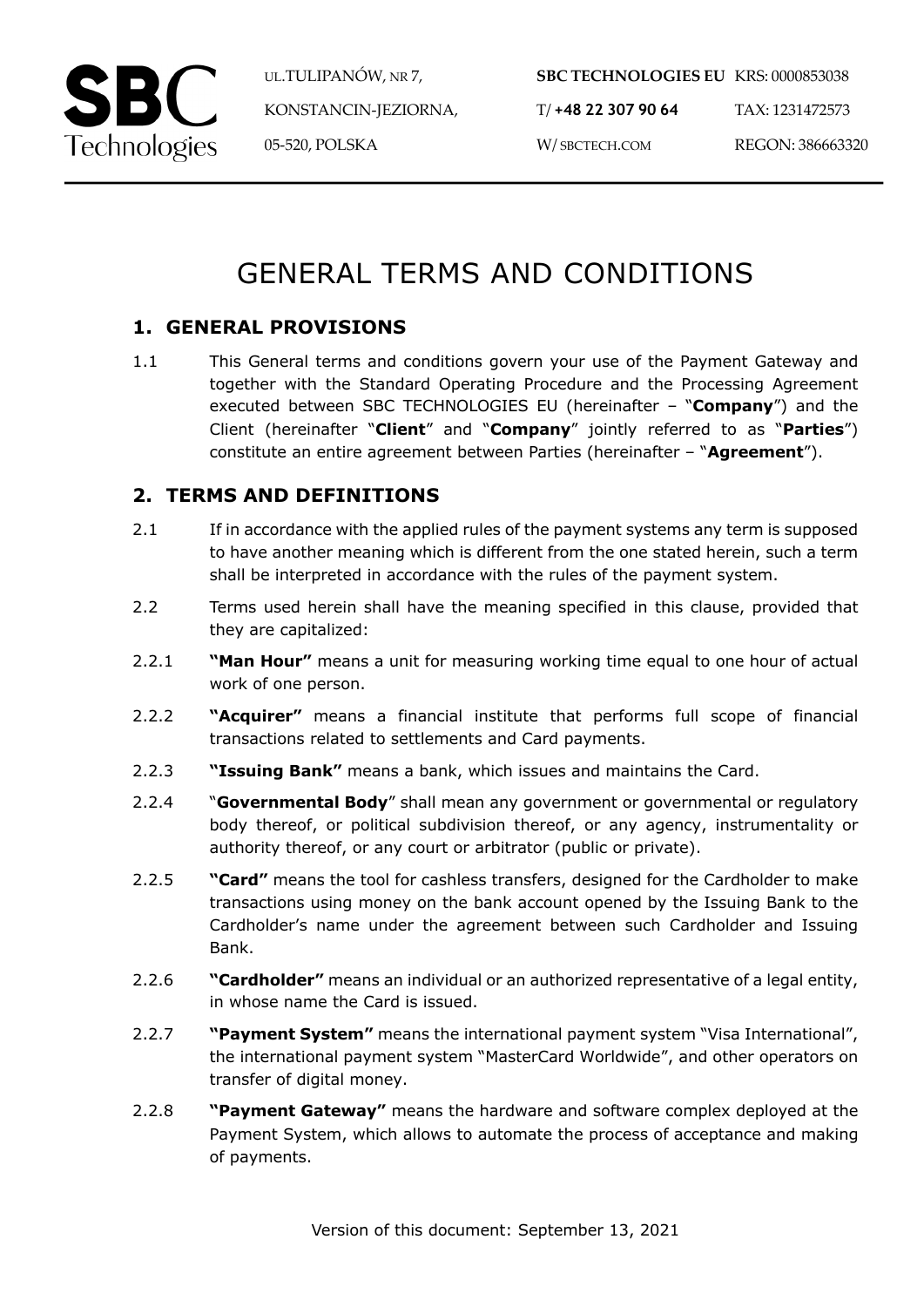# GENERAL TERMS AND CONDITIONS

## 1. GENERAL PROVISIONS

1.1 This General terms and conditions govern your use of the Payment Gateway and together with the Standard Operating Procedure and the Processing Agreement executed between SBC TECHNOLOGIES EU (hereinafter – "**Company**") and the Client (hereinafter "**Client**" and "**Company**" jointly referred to as "**Parties**") constitute an entire agreement between Parties (hereinafter – "**Agreement**").

## 2. TERMS AND DEFINITIONS

2.1 If in accordance with the applied rules of the payment systems any term is supposed to have another meaning which is different from the one stated herein, such a term shall be interpreted in accordance with the rules of the payment system.

2.2 Terms used herein shall have the meaning specified in this clause, provided that they are capitalized:

2.2.1 **"Man Hour"** means a unit for measuring working time equal to one hour of actual work of one person.

2.2.2 **"Acquirer"** means a financial institute that performs full scope of financial transactions related to settlements and Card payments.

2.2.3 **"Issuing Bank"** means a bank, which issues and maintains the Card.

2.2.4 "**Governmental Body**" shall mean any government or governmental or regulatory body thereof, or political subdivision thereof, or any agency, instrumentality or authority thereof, or any court or arbitrator (public or private).

2.2.5 **"Card"** means the tool for cashless transfers, designed for the Cardholder to make transactions using money on the bank account opened by the Issuing Bank to the Cardholder's name under the agreement between such Cardholder and Issuing Bank.

2.2.6 **"Cardholder"** means an individual or an authorized representative of a legal entity, in whose name the Card is issued.

2.2.7 **"Payment System"** means the international payment system "Visa International", the international payment system "MasterCard Worldwide", and other operators on transfer of digital money.

2.2.8 **"Payment Gateway"** means the hardware and software complex deployed at the Payment System, which allows to automate the process of acceptance and making of payments.

Version of this document: September 13, 2021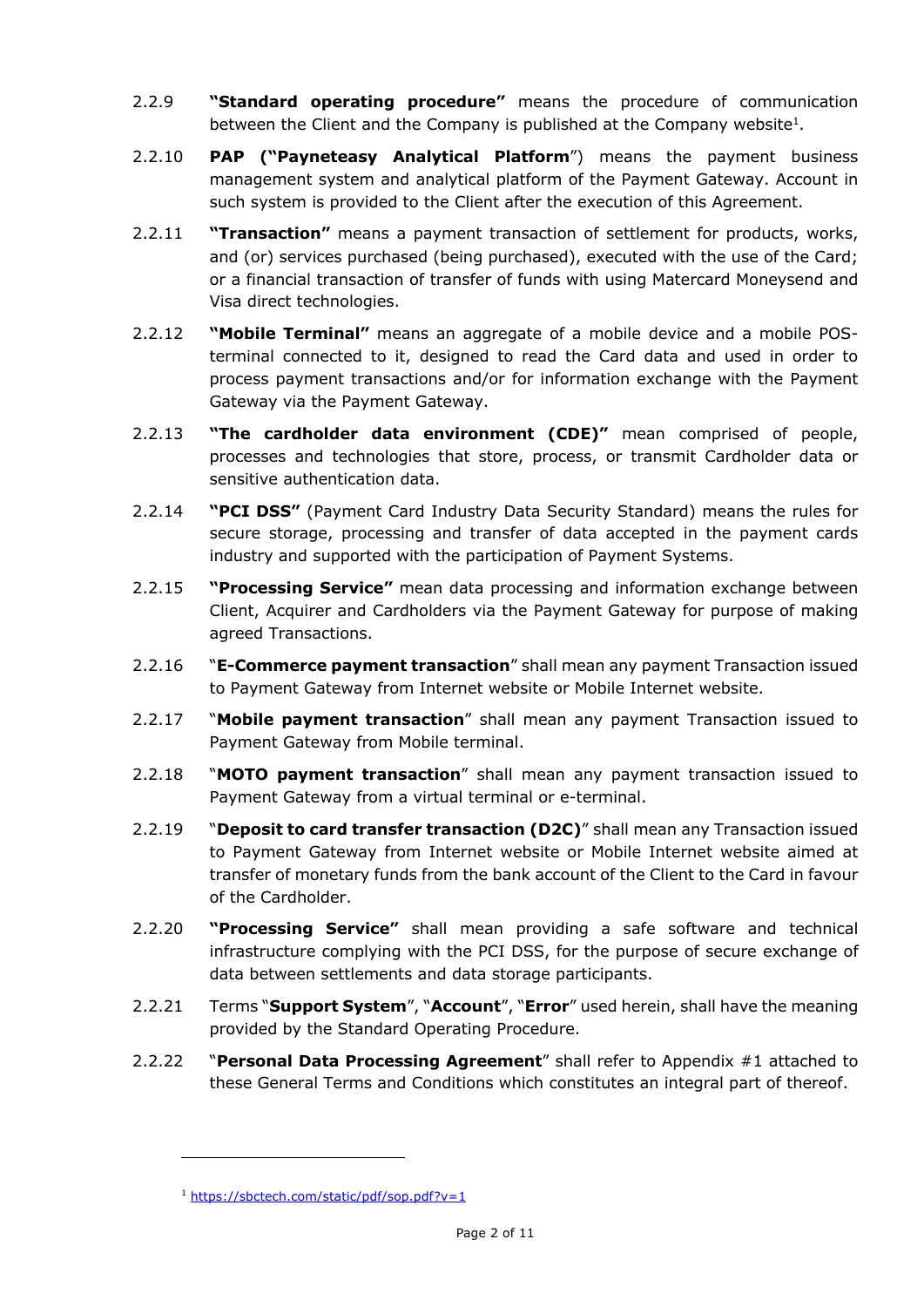2.2.9 **"Standard operating procedure"** means the procedure of communication between the Client and the Company is published at the Company website[1].

2.2.10 **PAP ("Payneteasy Analytical Platform**") means the payment business management system and analytical platform of the Payment Gateway. Account in such system is provided to the Client after the execution of this Agreement.

2.2.11 **"Transaction"** means a payment transaction of settlement for products, works, and (or) services purchased (being purchased), executed with the use of the Card; or a financial transaction of transfer of funds with using Matercard Moneysend and Visa direct technologies.

2.2.12 **"Mobile Terminal"** means an aggregate of a mobile device and a mobile POS-terminal connected to it, designed to read the Card data and used in order to process payment transactions and/or for information exchange with the Payment Gateway via the Payment Gateway.

2.2.13 **"The cardholder data environment (CDE)"** mean comprised of people, processes and technologies that store, process, or transmit Cardholder data or sensitive authentication data.

2.2.14 **"PCI DSS"** (Payment Card Industry Data Security Standard) means the rules for secure storage, processing and transfer of data accepted in the payment cards industry and supported with the participation of Payment Systems.

2.2.15 **"Processing Service"** mean data processing and information exchange between Client, Acquirer and Cardholders via the Payment Gateway for purpose of making agreed Transactions.

2.2.16 "**E-Commerce payment transaction**" shall mean any payment Transaction issued to Payment Gateway from Internet website or Mobile Internet website.

2.2.17 "**Mobile payment transaction**" shall mean any payment Transaction issued to Payment Gateway from Mobile terminal.

2.2.18 "**MOTO payment transaction**" shall mean any payment transaction issued to Payment Gateway from a virtual terminal or e-terminal.

2.2.19 "**Deposit to card transfer transaction (D2C)**" shall mean any Transaction issued to Payment Gateway from Internet website or Mobile Internet website aimed at transfer of monetary funds from the bank account of the Client to the Card in favour of the Cardholder.

2.2.20 **"Processing Service"** shall mean providing a safe software and technical infrastructure complying with the PCI DSS, for the purpose of secure exchange of data between settlements and data storage participants.

2.2.21 Terms "**Support System**", "**Account**", "**Error**" used herein, shall have the meaning provided by the Standard Operating Procedure.

2.2.22 "**Personal Data Processing Agreement**" shall refer to Appendix #1 attached to these General Terms and Conditions which constitutes an integral part of thereof.

---

[1] https://sbctech.com/static/pdf/sop.pdf?v=1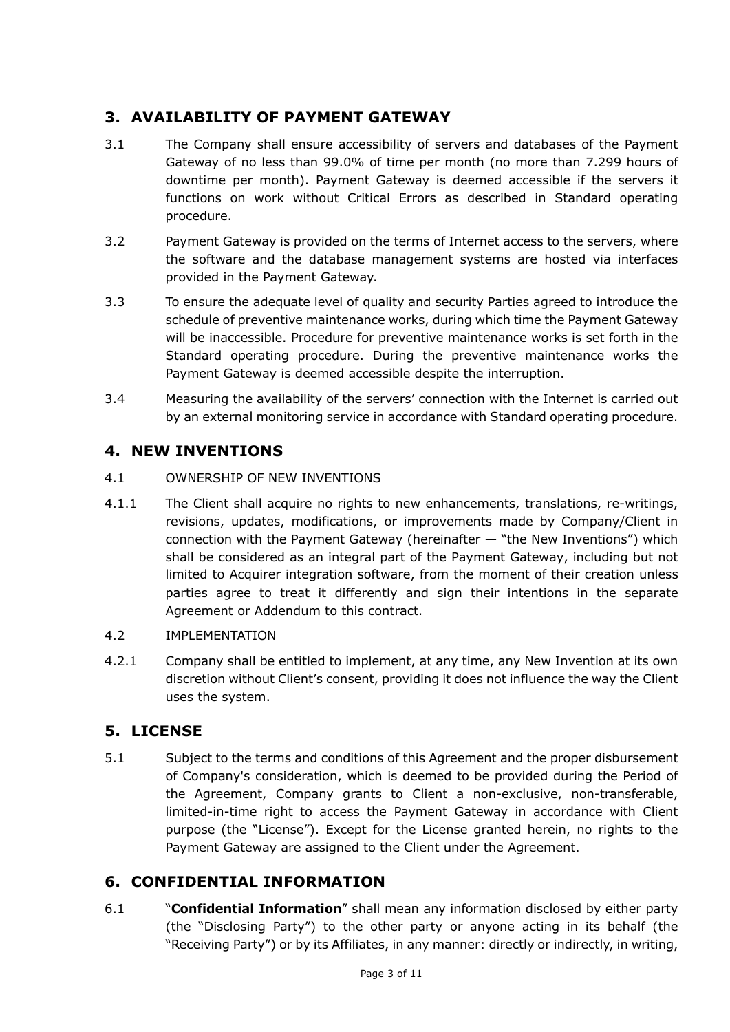## 3. AVAILABILITY OF PAYMENT GATEWAY

3.1 The Company shall ensure accessibility of servers and databases of the Payment Gateway of no less than 99.0% of time per month (no more than 7.299 hours of downtime per month). Payment Gateway is deemed accessible if the servers it functions on work without Critical Errors as described in Standard operating procedure.

3.2 Payment Gateway is provided on the terms of Internet access to the servers, where the software and the database management systems are hosted via interfaces provided in the Payment Gateway.

3.3 To ensure the adequate level of quality and security Parties agreed to introduce the schedule of preventive maintenance works, during which time the Payment Gateway will be inaccessible. Procedure for preventive maintenance works is set forth in the Standard operating procedure. During the preventive maintenance works the Payment Gateway is deemed accessible despite the interruption.

3.4 Measuring the availability of the servers' connection with the Internet is carried out by an external monitoring service in accordance with Standard operating procedure.

## 4. NEW INVENTIONS

4.1 OWNERSHIP OF NEW INVENTIONS

4.1.1 The Client shall acquire no rights to new enhancements, translations, re-writings, revisions, updates, modifications, or improvements made by Company/Client in connection with the Payment Gateway (hereinafter — "the New Inventions") which shall be considered as an integral part of the Payment Gateway, including but not limited to Acquirer integration software, from the moment of their creation unless parties agree to treat it differently and sign their intentions in the separate Agreement or Addendum to this contract.

4.2 IMPLEMENTATION

4.2.1 Company shall be entitled to implement, at any time, any New Invention at its own discretion without Client's consent, providing it does not influence the way the Client uses the system.

## 5. LICENSE

5.1 Subject to the terms and conditions of this Agreement and the proper disbursement of Company's consideration, which is deemed to be provided during the Period of the Agreement, Company grants to Client a non-exclusive, non-transferable, limited-in-time right to access the Payment Gateway in accordance with Client purpose (the "License"). Except for the License granted herein, no rights to the Payment Gateway are assigned to the Client under the Agreement.

## 6. CONFIDENTIAL INFORMATION

6.1 "**Confidential Information**" shall mean any information disclosed by either party (the "Disclosing Party") to the other party or anyone acting in its behalf (the "Receiving Party") or by its Affiliates, in any manner: directly or indirectly, in writing,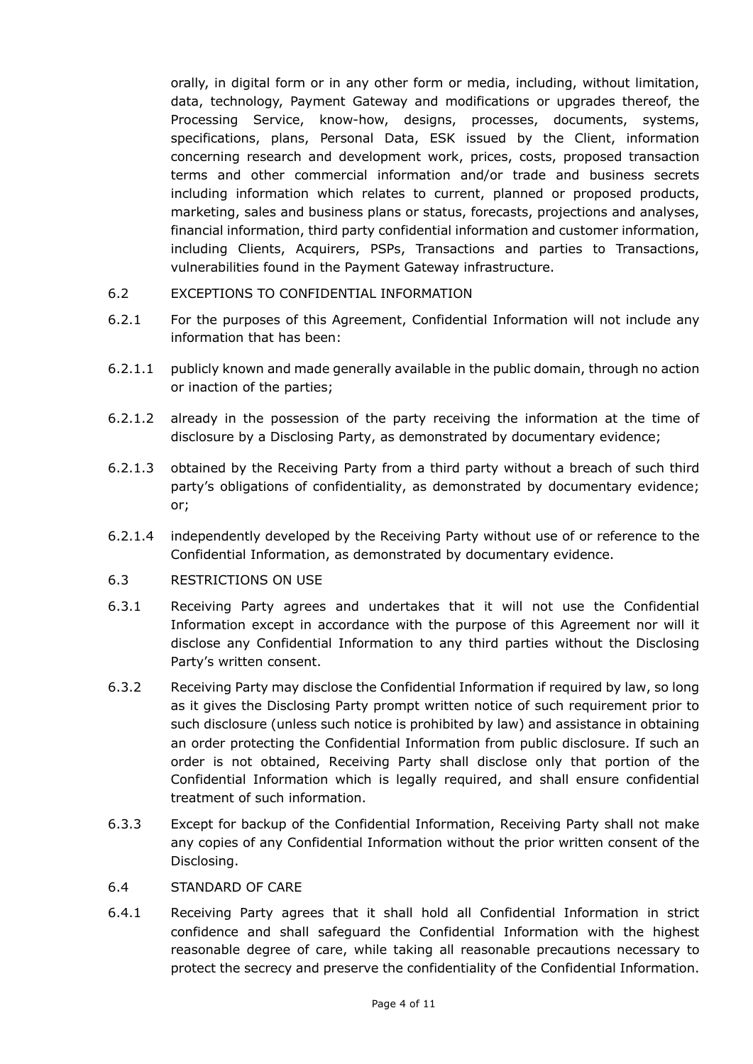orally, in digital form or in any other form or media, including, without limitation, data, technology, Payment Gateway and modifications or upgrades thereof, the Processing Service, know-how, designs, processes, documents, systems, specifications, plans, Personal Data, ESK issued by the Client, information concerning research and development work, prices, costs, proposed transaction terms and other commercial information and/or trade and business secrets including information which relates to current, planned or proposed products, marketing, sales and business plans or status, forecasts, projections and analyses, financial information, third party confidential information and customer information, including Clients, Acquirers, PSPs, Transactions and parties to Transactions, vulnerabilities found in the Payment Gateway infrastructure.

6.2 EXCEPTIONS TO CONFIDENTIAL INFORMATION

6.2.1 For the purposes of this Agreement, Confidential Information will not include any information that has been:

6.2.1.1 publicly known and made generally available in the public domain, through no action or inaction of the parties;

6.2.1.2 already in the possession of the party receiving the information at the time of disclosure by a Disclosing Party, as demonstrated by documentary evidence;

6.2.1.3 obtained by the Receiving Party from a third party without a breach of such third party's obligations of confidentiality, as demonstrated by documentary evidence; or;

6.2.1.4 independently developed by the Receiving Party without use of or reference to the Confidential Information, as demonstrated by documentary evidence.

6.3 RESTRICTIONS ON USE

6.3.1 Receiving Party agrees and undertakes that it will not use the Confidential Information except in accordance with the purpose of this Agreement nor will it disclose any Confidential Information to any third parties without the Disclosing Party's written consent.

6.3.2 Receiving Party may disclose the Confidential Information if required by law, so long as it gives the Disclosing Party prompt written notice of such requirement prior to such disclosure (unless such notice is prohibited by law) and assistance in obtaining an order protecting the Confidential Information from public disclosure. If such an order is not obtained, Receiving Party shall disclose only that portion of the Confidential Information which is legally required, and shall ensure confidential treatment of such information.

6.3.3 Except for backup of the Confidential Information, Receiving Party shall not make any copies of any Confidential Information without the prior written consent of the Disclosing.

6.4 STANDARD OF CARE

6.4.1 Receiving Party agrees that it shall hold all Confidential Information in strict confidence and shall safeguard the Confidential Information with the highest reasonable degree of care, while taking all reasonable precautions necessary to protect the secrecy and preserve the confidentiality of the Confidential Information.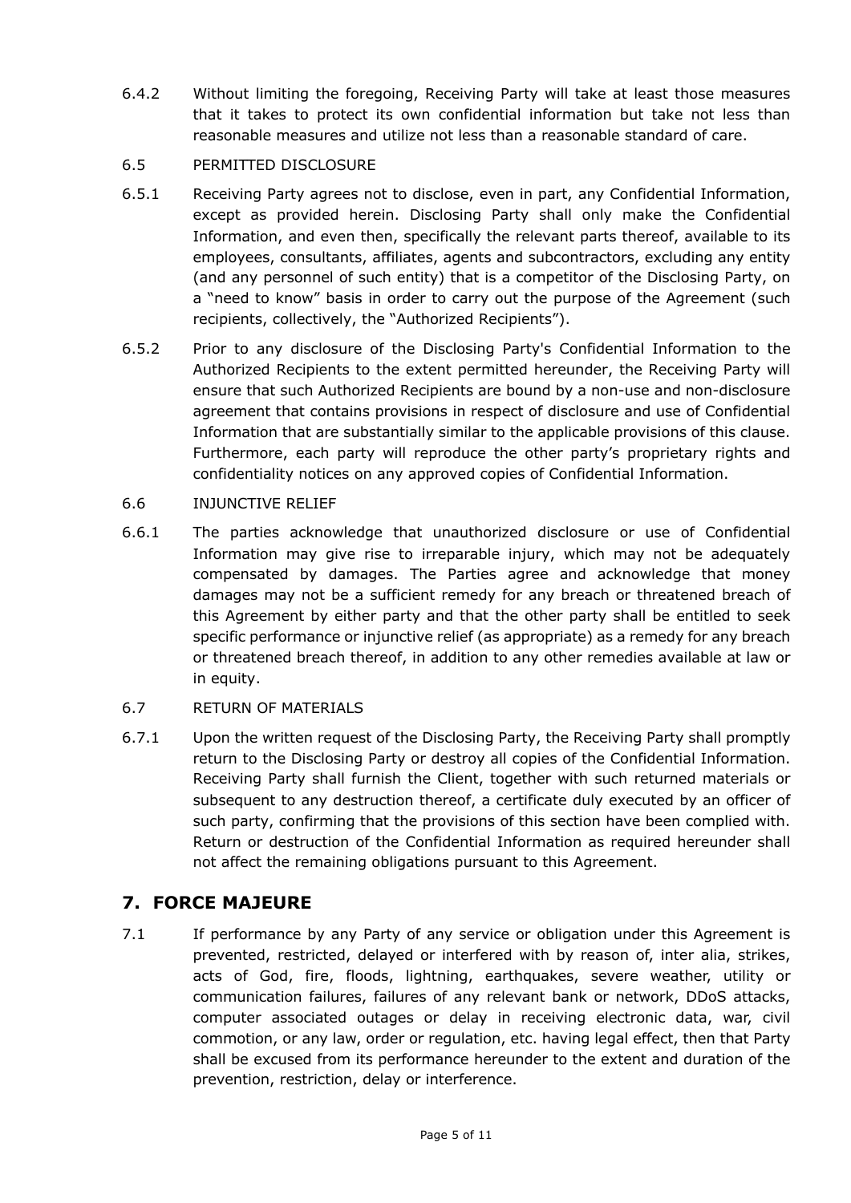6.4.2 Without limiting the foregoing, Receiving Party will take at least those measures that it takes to protect its own confidential information but take not less than reasonable measures and utilize not less than a reasonable standard of care.

6.5 PERMITTED DISCLOSURE

6.5.1 Receiving Party agrees not to disclose, even in part, any Confidential Information, except as provided herein. Disclosing Party shall only make the Confidential Information, and even then, specifically the relevant parts thereof, available to its employees, consultants, affiliates, agents and subcontractors, excluding any entity (and any personnel of such entity) that is a competitor of the Disclosing Party, on a "need to know" basis in order to carry out the purpose of the Agreement (such recipients, collectively, the "Authorized Recipients").

6.5.2 Prior to any disclosure of the Disclosing Party's Confidential Information to the Authorized Recipients to the extent permitted hereunder, the Receiving Party will ensure that such Authorized Recipients are bound by a non-use and non-disclosure agreement that contains provisions in respect of disclosure and use of Confidential Information that are substantially similar to the applicable provisions of this clause. Furthermore, each party will reproduce the other party's proprietary rights and confidentiality notices on any approved copies of Confidential Information.

6.6 INJUNCTIVE RELIEF

6.6.1 The parties acknowledge that unauthorized disclosure or use of Confidential Information may give rise to irreparable injury, which may not be adequately compensated by damages. The Parties agree and acknowledge that money damages may not be a sufficient remedy for any breach or threatened breach of this Agreement by either party and that the other party shall be entitled to seek specific performance or injunctive relief (as appropriate) as a remedy for any breach or threatened breach thereof, in addition to any other remedies available at law or in equity.

6.7 RETURN OF MATERIALS

6.7.1 Upon the written request of the Disclosing Party, the Receiving Party shall promptly return to the Disclosing Party or destroy all copies of the Confidential Information. Receiving Party shall furnish the Client, together with such returned materials or subsequent to any destruction thereof, a certificate duly executed by an officer of such party, confirming that the provisions of this section have been complied with. Return or destruction of the Confidential Information as required hereunder shall not affect the remaining obligations pursuant to this Agreement.

## 7. FORCE MAJEURE

7.1 If performance by any Party of any service or obligation under this Agreement is prevented, restricted, delayed or interfered with by reason of, inter alia, strikes, acts of God, fire, floods, lightning, earthquakes, severe weather, utility or communication failures, failures of any relevant bank or network, DDoS attacks, computer associated outages or delay in receiving electronic data, war, civil commotion, or any law, order or regulation, etc. having legal effect, then that Party shall be excused from its performance hereunder to the extent and duration of the prevention, restriction, delay or interference.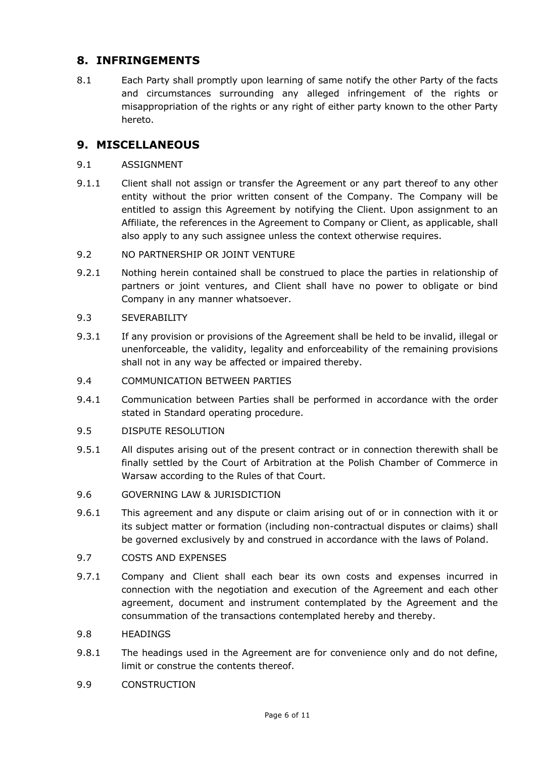## 8. INFRINGEMENTS

8.1 Each Party shall promptly upon learning of same notify the other Party of the facts and circumstances surrounding any alleged infringement of the rights or misappropriation of the rights or any right of either party known to the other Party hereto.

## 9. MISCELLANEOUS

9.1 ASSIGNMENT

9.1.1 Client shall not assign or transfer the Agreement or any part thereof to any other entity without the prior written consent of the Company. The Company will be entitled to assign this Agreement by notifying the Client. Upon assignment to an Affiliate, the references in the Agreement to Company or Client, as applicable, shall also apply to any such assignee unless the context otherwise requires.

9.2 NO PARTNERSHIP OR JOINT VENTURE

9.2.1 Nothing herein contained shall be construed to place the parties in relationship of partners or joint ventures, and Client shall have no power to obligate or bind Company in any manner whatsoever.

9.3 SEVERABILITY

9.3.1 If any provision or provisions of the Agreement shall be held to be invalid, illegal or unenforceable, the validity, legality and enforceability of the remaining provisions shall not in any way be affected or impaired thereby.

9.4 COMMUNICATION BETWEEN PARTIES

9.4.1 Communication between Parties shall be performed in accordance with the order stated in Standard operating procedure.

9.5 DISPUTE RESOLUTION

9.5.1 All disputes arising out of the present contract or in connection therewith shall be finally settled by the Court of Arbitration at the Polish Chamber of Commerce in Warsaw according to the Rules of that Court.

9.6 GOVERNING LAW & JURISDICTION

9.6.1 This agreement and any dispute or claim arising out of or in connection with it or its subject matter or formation (including non-contractual disputes or claims) shall be governed exclusively by and construed in accordance with the laws of Poland.

9.7 COSTS AND EXPENSES

9.7.1 Company and Client shall each bear its own costs and expenses incurred in connection with the negotiation and execution of the Agreement and each other agreement, document and instrument contemplated by the Agreement and the consummation of the transactions contemplated hereby and thereby.

9.8 HEADINGS

9.8.1 The headings used in the Agreement are for convenience only and do not define, limit or construe the contents thereof.

9.9 CONSTRUCTION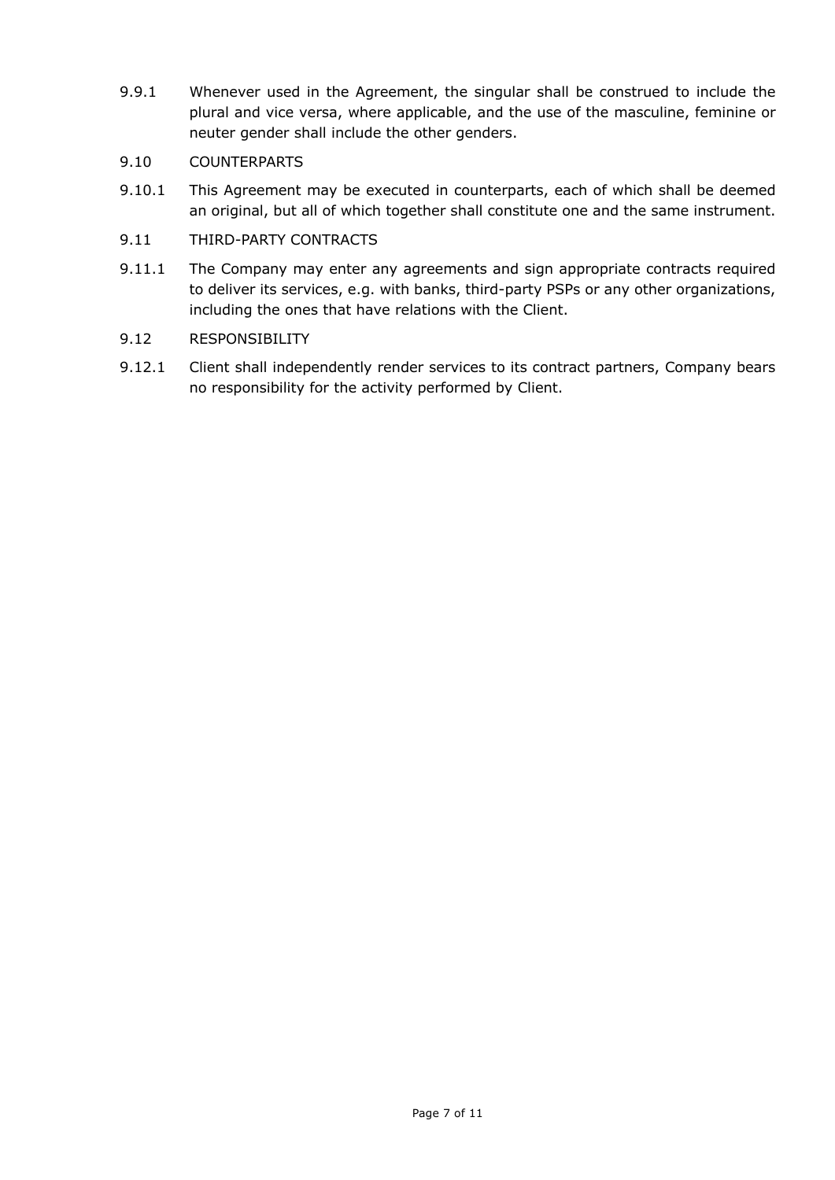9.9.1 Whenever used in the Agreement, the singular shall be construed to include the plural and vice versa, where applicable, and the use of the masculine, feminine or neuter gender shall include the other genders.

9.10 COUNTERPARTS

9.10.1 This Agreement may be executed in counterparts, each of which shall be deemed an original, but all of which together shall constitute one and the same instrument.

9.11 THIRD-PARTY CONTRACTS

9.11.1 The Company may enter any agreements and sign appropriate contracts required to deliver its services, e.g. with banks, third-party PSPs or any other organizations, including the ones that have relations with the Client.

9.12 RESPONSIBILITY

9.12.1 Client shall independently render services to its contract partners, Company bears no responsibility for the activity performed by Client.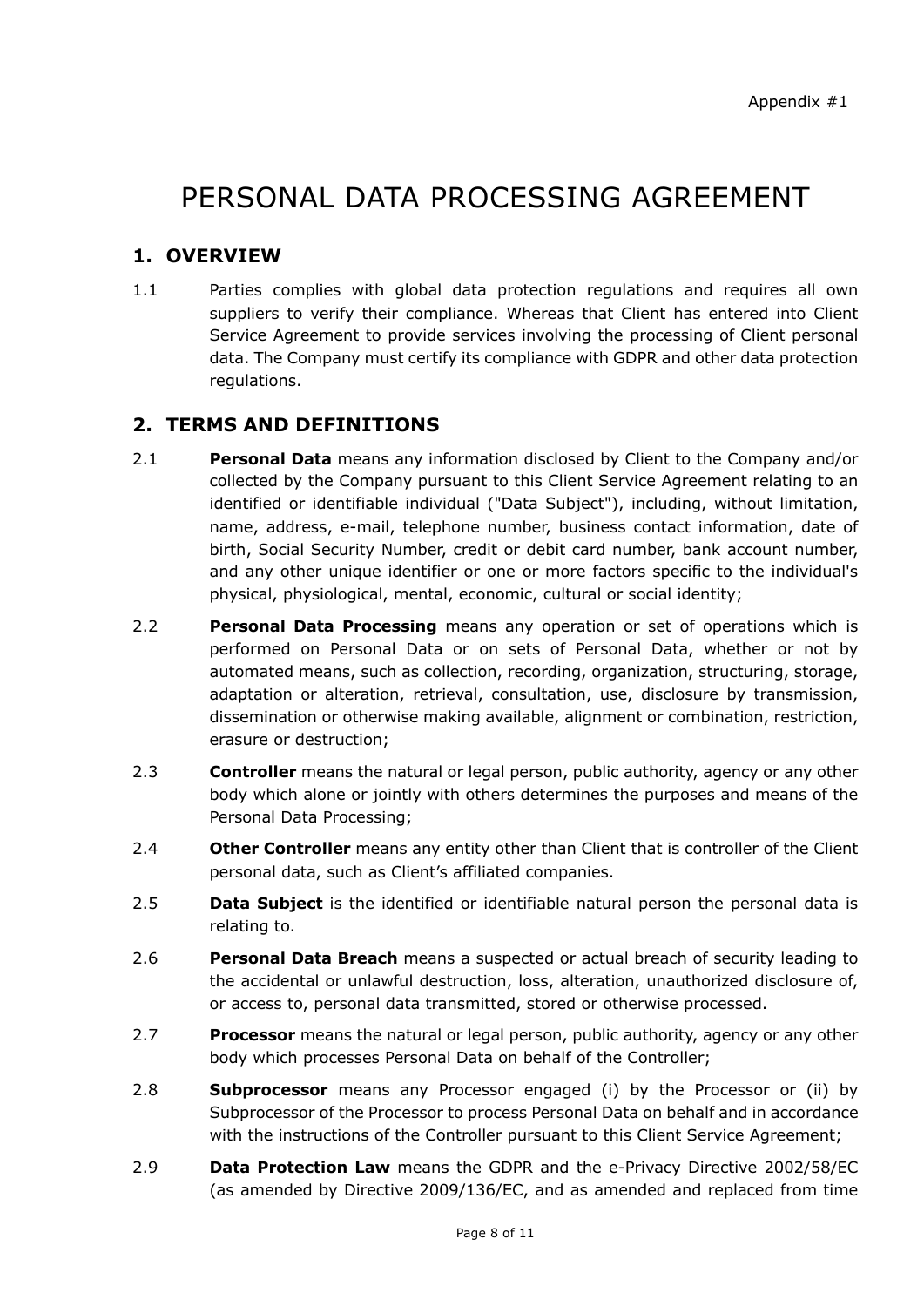Appendix #1

# PERSONAL DATA PROCESSING AGREEMENT

## 1. OVERVIEW

1.1 Parties complies with global data protection regulations and requires all own suppliers to verify their compliance. Whereas that Client has entered into Client Service Agreement to provide services involving the processing of Client personal data. The Company must certify its compliance with GDPR and other data protection regulations.

## 2. TERMS AND DEFINITIONS

2.1 **Personal Data** means any information disclosed by Client to the Company and/or collected by the Company pursuant to this Client Service Agreement relating to an identified or identifiable individual ("Data Subject"), including, without limitation, name, address, e-mail, telephone number, business contact information, date of birth, Social Security Number, credit or debit card number, bank account number, and any other unique identifier or one or more factors specific to the individual's physical, physiological, mental, economic, cultural or social identity;

2.2 **Personal Data Processing** means any operation or set of operations which is performed on Personal Data or on sets of Personal Data, whether or not by automated means, such as collection, recording, organization, structuring, storage, adaptation or alteration, retrieval, consultation, use, disclosure by transmission, dissemination or otherwise making available, alignment or combination, restriction, erasure or destruction;

2.3 **Controller** means the natural or legal person, public authority, agency or any other body which alone or jointly with others determines the purposes and means of the Personal Data Processing;

2.4 **Other Controller** means any entity other than Client that is controller of the Client personal data, such as Client's affiliated companies.

2.5 **Data Subject** is the identified or identifiable natural person the personal data is relating to.

2.6 **Personal Data Breach** means a suspected or actual breach of security leading to the accidental or unlawful destruction, loss, alteration, unauthorized disclosure of, or access to, personal data transmitted, stored or otherwise processed.

2.7 **Processor** means the natural or legal person, public authority, agency or any other body which processes Personal Data on behalf of the Controller;

2.8 **Subprocessor** means any Processor engaged (i) by the Processor or (ii) by Subprocessor of the Processor to process Personal Data on behalf and in accordance with the instructions of the Controller pursuant to this Client Service Agreement;

2.9 **Data Protection Law** means the GDPR and the e-Privacy Directive 2002/58/EC (as amended by Directive 2009/136/EC, and as amended and replaced from time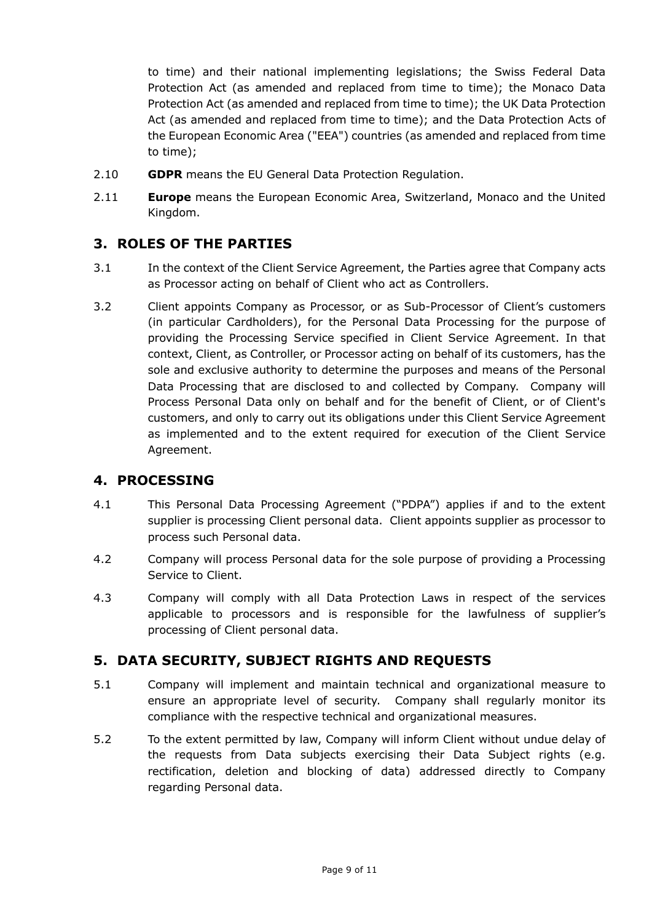to time) and their national implementing legislations; the Swiss Federal Data Protection Act (as amended and replaced from time to time); the Monaco Data Protection Act (as amended and replaced from time to time); the UK Data Protection Act (as amended and replaced from time to time); and the Data Protection Acts of the European Economic Area ("EEA") countries (as amended and replaced from time to time);

2.10 **GDPR** means the EU General Data Protection Regulation.

2.11 **Europe** means the European Economic Area, Switzerland, Monaco and the United Kingdom.

## 3. ROLES OF THE PARTIES

3.1 In the context of the Client Service Agreement, the Parties agree that Company acts as Processor acting on behalf of Client who act as Controllers.

3.2 Client appoints Company as Processor, or as Sub-Processor of Client's customers (in particular Cardholders), for the Personal Data Processing for the purpose of providing the Processing Service specified in Client Service Agreement. In that context, Client, as Controller, or Processor acting on behalf of its customers, has the sole and exclusive authority to determine the purposes and means of the Personal Data Processing that are disclosed to and collected by Company. Company will Process Personal Data only on behalf and for the benefit of Client, or of Client's customers, and only to carry out its obligations under this Client Service Agreement as implemented and to the extent required for execution of the Client Service Agreement.

## 4. PROCESSING

4.1 This Personal Data Processing Agreement ("PDPA") applies if and to the extent supplier is processing Client personal data. Client appoints supplier as processor to process such Personal data.

4.2 Company will process Personal data for the sole purpose of providing a Processing Service to Client.

4.3 Company will comply with all Data Protection Laws in respect of the services applicable to processors and is responsible for the lawfulness of supplier's processing of Client personal data.

## 5. DATA SECURITY, SUBJECT RIGHTS AND REQUESTS

5.1 Company will implement and maintain technical and organizational measure to ensure an appropriate level of security. Company shall regularly monitor its compliance with the respective technical and organizational measures.

5.2 To the extent permitted by law, Company will inform Client without undue delay of the requests from Data subjects exercising their Data Subject rights (e.g. rectification, deletion and blocking of data) addressed directly to Company regarding Personal data.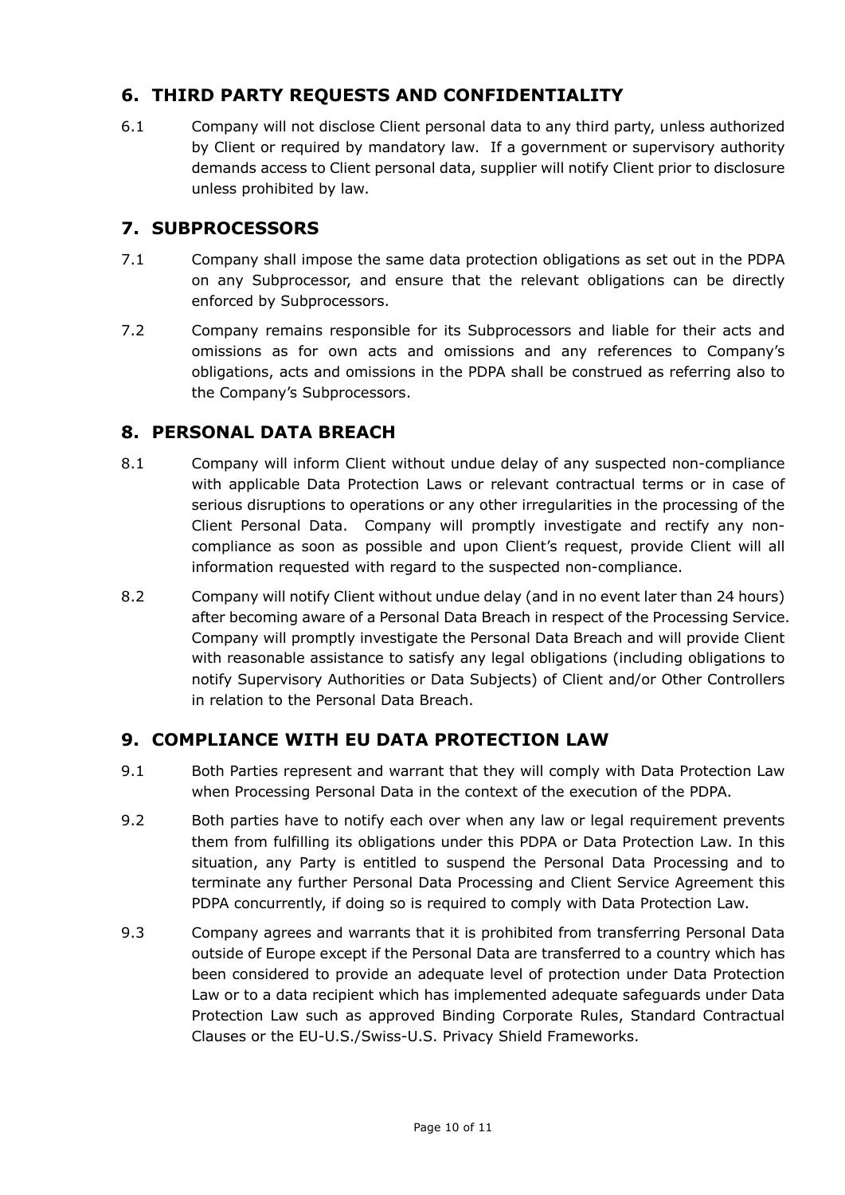## 6. THIRD PARTY REQUESTS AND CONFIDENTIALITY

6.1 Company will not disclose Client personal data to any third party, unless authorized by Client or required by mandatory law. If a government or supervisory authority demands access to Client personal data, supplier will notify Client prior to disclosure unless prohibited by law.

## 7. SUBPROCESSORS

7.1 Company shall impose the same data protection obligations as set out in the PDPA on any Subprocessor, and ensure that the relevant obligations can be directly enforced by Subprocessors.

7.2 Company remains responsible for its Subprocessors and liable for their acts and omissions as for own acts and omissions and any references to Company's obligations, acts and omissions in the PDPA shall be construed as referring also to the Company's Subprocessors.

## 8. PERSONAL DATA BREACH

8.1 Company will inform Client without undue delay of any suspected non-compliance with applicable Data Protection Laws or relevant contractual terms or in case of serious disruptions to operations or any other irregularities in the processing of the Client Personal Data. Company will promptly investigate and rectify any non-compliance as soon as possible and upon Client's request, provide Client will all information requested with regard to the suspected non-compliance.

8.2 Company will notify Client without undue delay (and in no event later than 24 hours) after becoming aware of a Personal Data Breach in respect of the Processing Service. Company will promptly investigate the Personal Data Breach and will provide Client with reasonable assistance to satisfy any legal obligations (including obligations to notify Supervisory Authorities or Data Subjects) of Client and/or Other Controllers in relation to the Personal Data Breach.

## 9. COMPLIANCE WITH EU DATA PROTECTION LAW

9.1 Both Parties represent and warrant that they will comply with Data Protection Law when Processing Personal Data in the context of the execution of the PDPA.

9.2 Both parties have to notify each over when any law or legal requirement prevents them from fulfilling its obligations under this PDPA or Data Protection Law. In this situation, any Party is entitled to suspend the Personal Data Processing and to terminate any further Personal Data Processing and Client Service Agreement this PDPA concurrently, if doing so is required to comply with Data Protection Law.

9.3 Company agrees and warrants that it is prohibited from transferring Personal Data outside of Europe except if the Personal Data are transferred to a country which has been considered to provide an adequate level of protection under Data Protection Law or to a data recipient which has implemented adequate safeguards under Data Protection Law such as approved Binding Corporate Rules, Standard Contractual Clauses or the EU-U.S./Swiss-U.S. Privacy Shield Frameworks.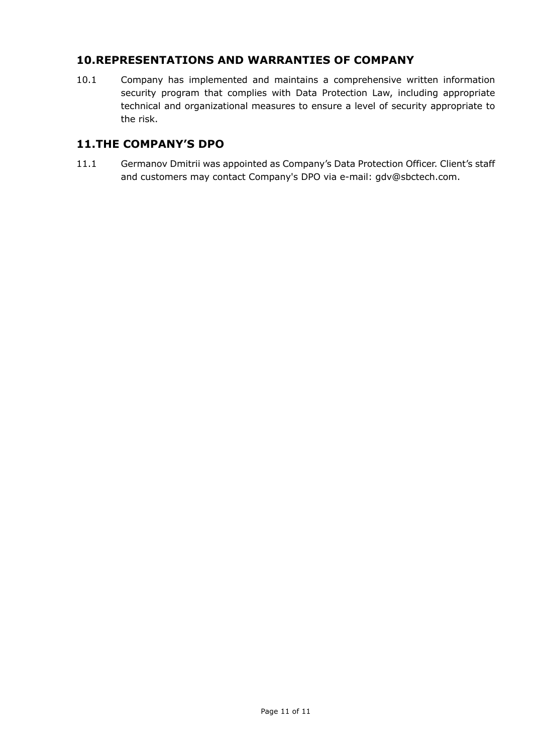## 10. REPRESENTATIONS AND WARRANTIES OF COMPANY

10.1 Company has implemented and maintains a comprehensive written information security program that complies with Data Protection Law, including appropriate technical and organizational measures to ensure a level of security appropriate to the risk.

## 11. THE COMPANY'S DPO

11.1 Germanov Dmitrii was appointed as Company's Data Protection Officer. Client's staff and customers may contact Company's DPO via e-mail: gdv@sbctech.com.